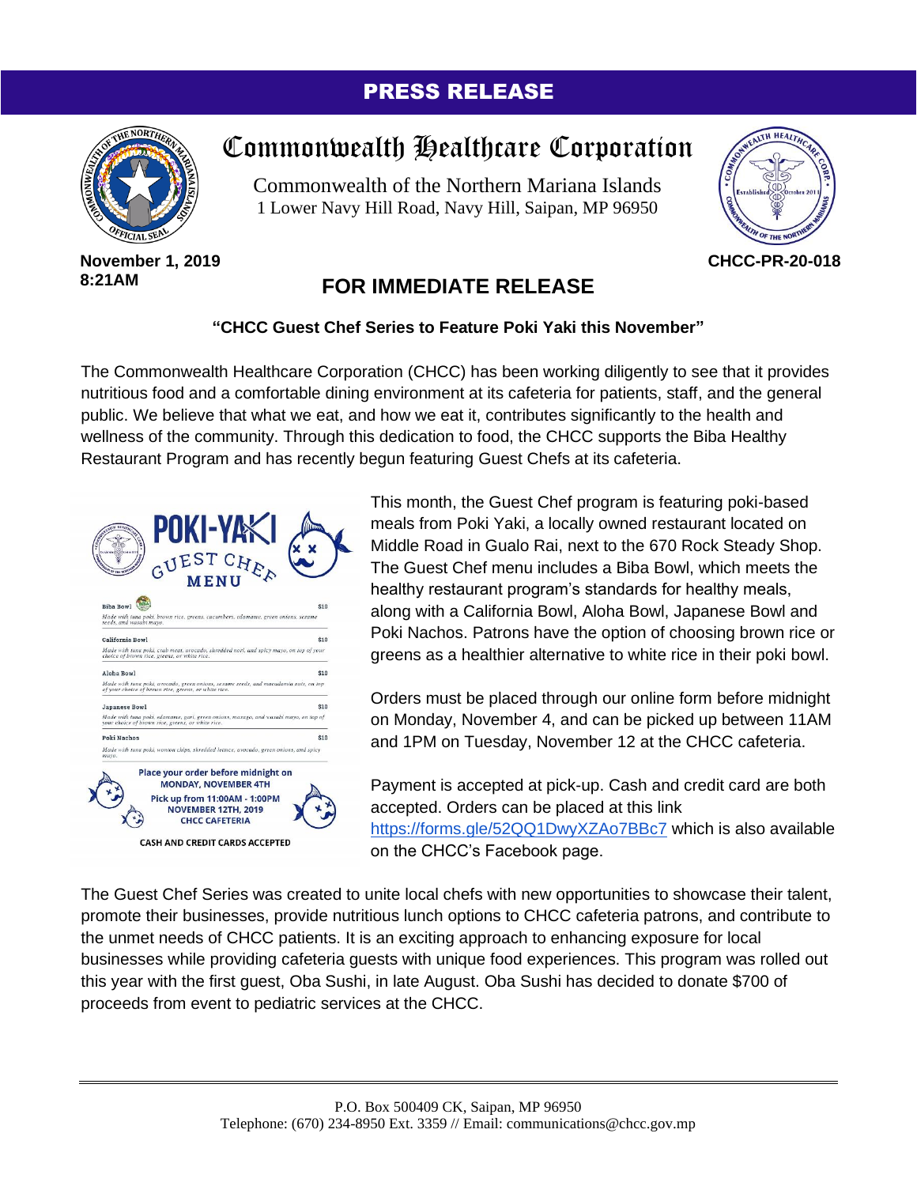# PRESS RELEASE

## Commonwealth Healthcare Corporation

Commonwealth of the Northern Mariana Islands
1 Lower Navy Hill Road, Navy Hill, Saipan, MP 96950

**November 1, 2019**
**8:21AM**

**CHCC-PR-20-018**

## FOR IMMEDIATE RELEASE

**"CHCC Guest Chef Series to Feature Poki Yaki this November"**

The Commonwealth Healthcare Corporation (CHCC) has been working diligently to see that it provides nutritious food and a comfortable dining environment at its cafeteria for patients, staff, and the general public. We believe that what we eat, and how we eat it, contributes significantly to the health and wellness of the community. Through this dedication to food, the CHCC supports the Biba Healthy Restaurant Program and has recently begun featuring Guest Chefs at its cafeteria.

**POKI-YAKI GUEST CHEF MENU**

| Item | Price |
|---|---|
| **Biba Bowl** — *Made with tuna poki, brown rice, greens, cucumbers, edamame, green onions, sesame seeds, and wasabi mayo.* | $10 |
| **California Bowl** — *Made with tuna poki, crab meat, avocado, shredded nori, and spicy mayo, on top of your choice of brown rice, greens, or white rice.* | $10 |
| **Aloha Bowl** — *Made with tuna poki, avocado, green onions, sesame seeds, and macadamia nuts, on top of your choice of brown rice, greens, or white rice.* | $10 |
| **Japanese Bowl** — *Made with tuna poki, edamame, gari, green onions, masago, and wasabi mayo, on top of your choice of brown rice, greens, or white rice.* | $10 |
| **Poki Nachos** — *Made with tuna poki, wonton chips, shredded lettuce, avocado, green onions, and spicy mayo.* | $10 |

Place your order before midnight on MONDAY, NOVEMBER 4TH
Pick up from 11:00AM - 1:00PM NOVEMBER 12TH, 2019 CHCC CAFETERIA

CASH AND CREDIT CARDS ACCEPTED

This month, the Guest Chef program is featuring poki-based meals from Poki Yaki, a locally owned restaurant located on Middle Road in Gualo Rai, next to the 670 Rock Steady Shop. The Guest Chef menu includes a Biba Bowl, which meets the healthy restaurant program's standards for healthy meals, along with a California Bowl, Aloha Bowl, Japanese Bowl and Poki Nachos. Patrons have the option of choosing brown rice or greens as a healthier alternative to white rice in their poki bowl.

Orders must be placed through our online form before midnight on Monday, November 4, and can be picked up between 11AM and 1PM on Tuesday, November 12 at the CHCC cafeteria.

Payment is accepted at pick-up. Cash and credit card are both accepted. Orders can be placed at this link https://forms.gle/52QQ1DwyXZAo7BBc7 which is also available on the CHCC's Facebook page.

The Guest Chef Series was created to unite local chefs with new opportunities to showcase their talent, promote their businesses, provide nutritious lunch options to CHCC cafeteria patrons, and contribute to the unmet needs of CHCC patients. It is an exciting approach to enhancing exposure for local businesses while providing cafeteria guests with unique food experiences. This program was rolled out this year with the first guest, Oba Sushi, in late August. Oba Sushi has decided to donate $700 of proceeds from event to pediatric services at the CHCC.

P.O. Box 500409 CK, Saipan, MP 96950
Telephone: (670) 234-8950 Ext. 3359 // Email: communications@chcc.gov.mp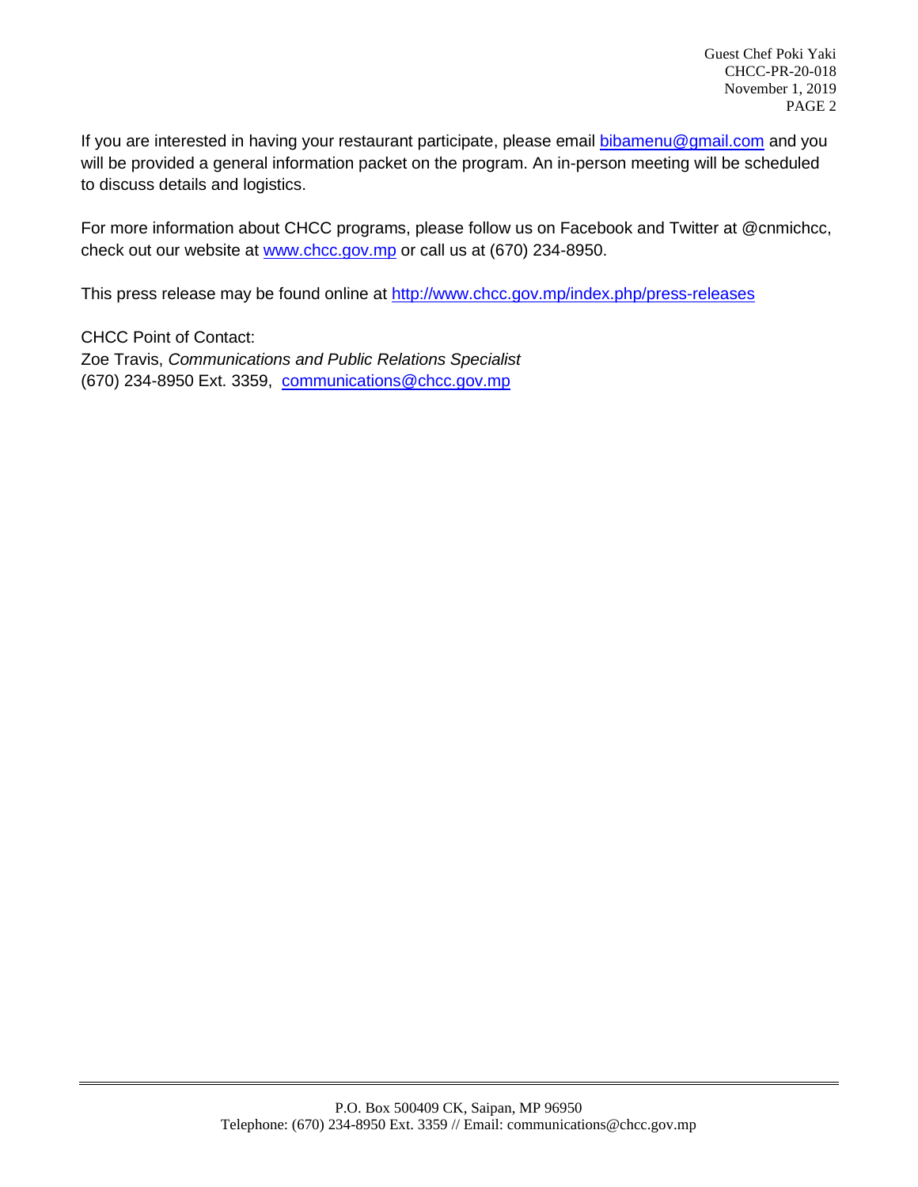If you are interested in having your restaurant participate, please email bibamenu@gmail.com and you will be provided a general information packet on the program. An in-person meeting will be scheduled to discuss details and logistics.

For more information about CHCC programs, please follow us on Facebook and Twitter at @cnmichcc, check out our website at www.chcc.gov.mp or call us at (670) 234-8950.

This press release may be found online at http://www.chcc.gov.mp/index.php/press-releases

CHCC Point of Contact:
Zoe Travis, *Communications and Public Relations Specialist*
(670) 234-8950 Ext. 3359, communications@chcc.gov.mp